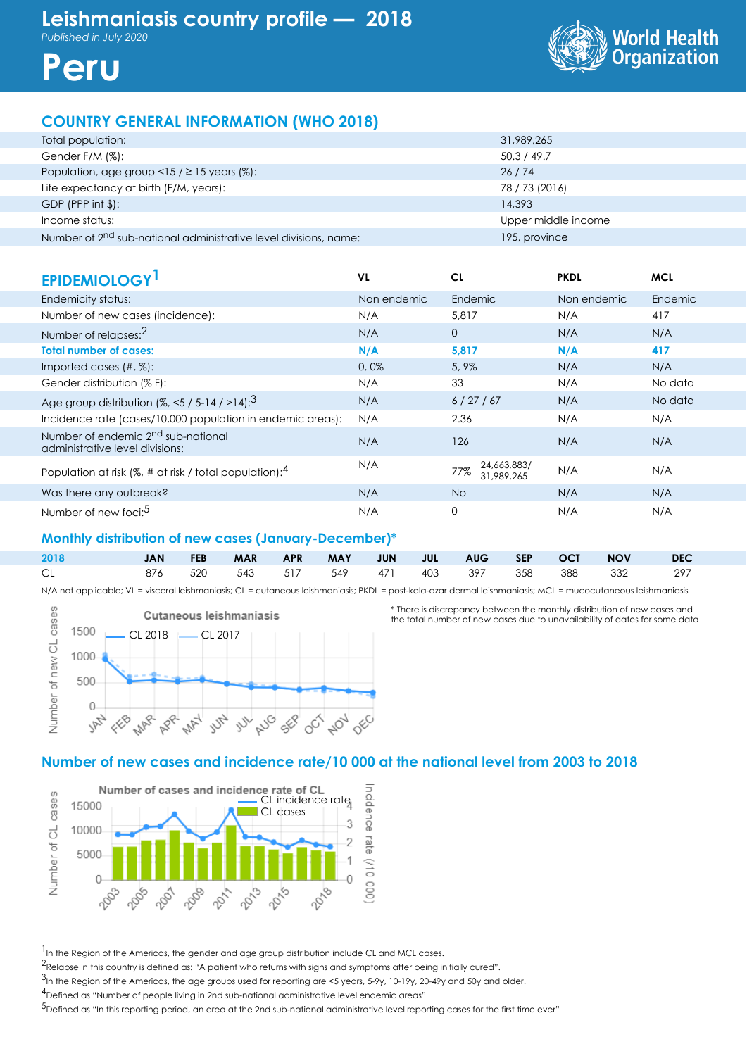# Leishmaniasis country profile — 2018

*Published in July 2020*

# Peru

World Health Organization

## COUNTRY GENERAL INFORMATION (WHO 2018)

| | |
|---|---|
| Total population: | 31,989,265 |
| Gender F/M (%): | 50.3 / 49.7 |
| Population, age group <15 / ≥ 15 years (%): | 26 / 74 |
| Life expectancy at birth (F/M, years): | 78 / 73 (2016) |
| GDP (PPP int $): | 14,393 |
| Income status: | Upper middle income |
| Number of 2nd sub-national administrative level divisions, name: | 195, province |

## EPIDEMIOLOGY[1]

| | VL | CL | PKDL | MCL |
|---|---|---|---|---|
| Endemicity status: | Non endemic | Endemic | Non endemic | Endemic |
| Number of new cases (incidence): | N/A | 5,817 | N/A | 417 |
| Number of relapses:[2] | N/A | 0 | N/A | N/A |
| **Total number of cases:** | **N/A** | **5,817** | **N/A** | **417** |
| Imported cases (#, %): | 0, 0% | 5, 9% | N/A | N/A |
| Gender distribution (% F): | N/A | 33 | N/A | No data |
| Age group distribution (%, <5 / 5-14 / >14):[3] | N/A | 6 / 27 / 67 | N/A | No data |
| Incidence rate (cases/10,000 population in endemic areas): | N/A | 2.36 | N/A | N/A |
| Number of endemic 2nd sub-national administrative level divisions: | N/A | 126 | N/A | N/A |
| Population at risk (%, # at risk / total population):[4] | N/A | 77% 24,663,883/ 31,989,265 | N/A | N/A |
| Was there any outbreak? | N/A | No | N/A | N/A |
| Number of new foci:[5] | N/A | 0 | N/A | N/A |

### Monthly distribution of new cases (January-December)*

| 2018 | JAN | FEB | MAR | APR | MAY | JUN | JUL | AUG | SEP | OCT | NOV | DEC |
|---|---|---|---|---|---|---|---|---|---|---|---|---|
| CL | 876 | 520 | 543 | 517 | 549 | 471 | 403 | 397 | 358 | 388 | 332 | 297 |

N/A not applicable; VL = visceral leishmaniasis; CL = cutaneous leishmaniasis; PKDL = post-kala-azar dermal leishmaniasis; MCL = mucocutaneous leishmaniasis

* There is discrepancy between the monthly distribution of new cases and the total number of new cases due to unavailability of dates for some data

### Number of new cases and incidence rate/10 000 at the national level from 2003 to 2018

[1]In the Region of the Americas, the gender and age group distribution include CL and MCL cases.

[2]Relapse in this country is defined as: "A patient who returns with signs and symptoms after being initially cured".

[3]In the Region of the Americas, the age groups used for reporting are <5 years, 5-9y, 10-19y, 20-49y and 50y and older.

[4]Defined as "Number of people living in 2nd sub-national administrative level endemic areas"

[5]Defined as "In this reporting period, an area at the 2nd sub-national administrative level reporting cases for the first time ever"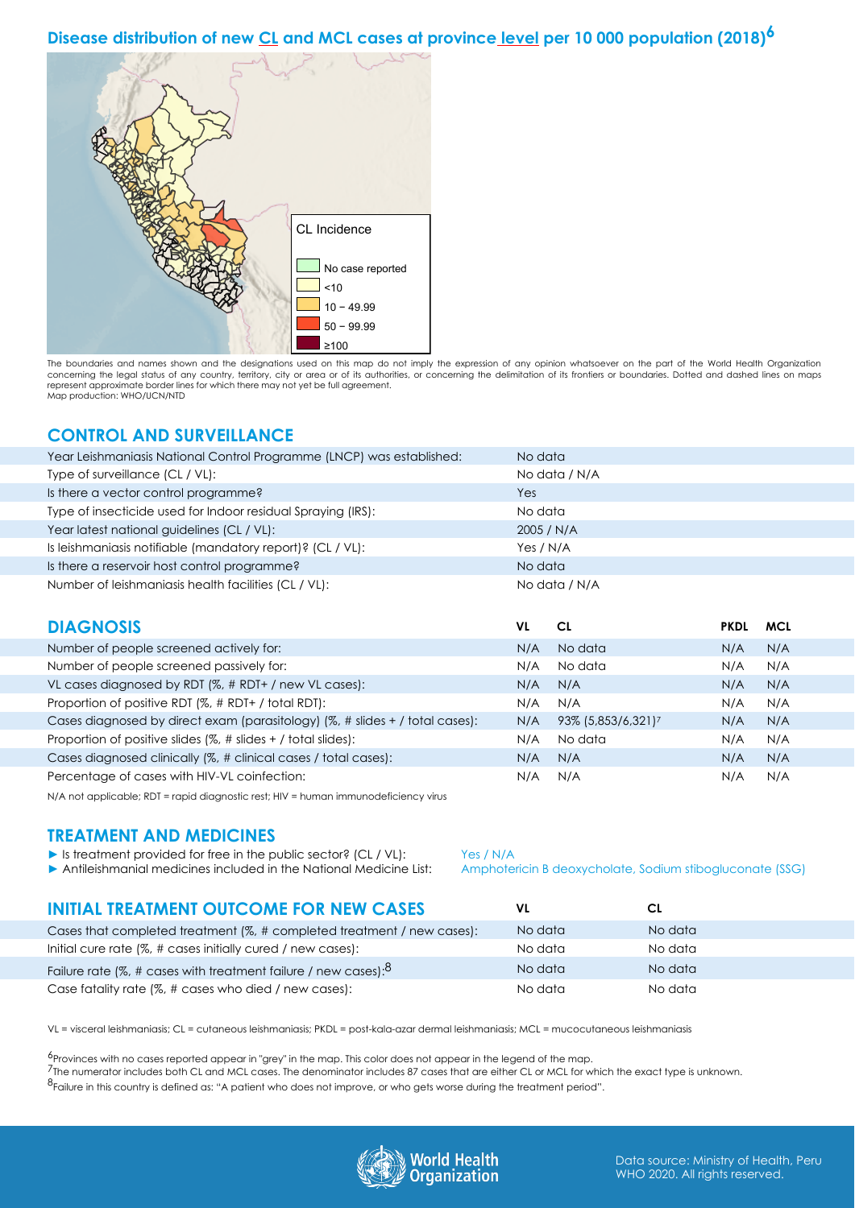## Disease distribution of new CL and MCL cases at province level per 10 000 population (2018)[6]

CL Incidence

No case reported

<10

10 – 49.99

50 – 99.99

≥100

The boundaries and names shown and the designations used on this map do not imply the expression of any opinion whatsoever on the part of the World Health Organization concerning the legal status of any country, territory, city or area or of its authorities, or concerning the delimitation of its frontiers or boundaries. Dotted and dashed lines on maps represent approximate border lines for which there may not yet be full agreement.
Map production: WHO/UCN/NTD

## CONTROL AND SURVEILLANCE

| | |
|---|---|
| Year Leishmaniasis National Control Programme (LNCP) was established: | No data |
| Type of surveillance (CL / VL): | No data / N/A |
| Is there a vector control programme? | Yes |
| Type of insecticide used for Indoor residual Spraying (IRS): | No data |
| Year latest national guidelines (CL / VL): | 2005 / N/A |
| Is leishmaniasis notifiable (mandatory report)? (CL / VL): | Yes / N/A |
| Is there a reservoir host control programme? | No data |
| Number of leishmaniasis health facilities (CL / VL): | No data / N/A |

## DIAGNOSIS

| | VL | CL | PKDL | MCL |
|---|---|---|---|---|
| Number of people screened actively for: | N/A | No data | N/A | N/A |
| Number of people screened passively for: | N/A | No data | N/A | N/A |
| VL cases diagnosed by RDT (%, # RDT+ / new VL cases): | N/A | N/A | N/A | N/A |
| Proportion of positive RDT (%, # RDT+ / total RDT): | N/A | N/A | N/A | N/A |
| Cases diagnosed by direct exam (parasitology) (%, # slides + / total cases): | N/A | 93% (5,853/6,321)[7] | N/A | N/A |
| Proportion of positive slides (%, # slides + / total slides): | N/A | No data | N/A | N/A |
| Cases diagnosed clinically (%, # clinical cases / total cases): | N/A | N/A | N/A | N/A |
| Percentage of cases with HIV-VL coinfection: | N/A | N/A | N/A | N/A |

N/A not applicable; RDT = rapid diagnostic rest; HIV = human immunodeficiency virus

## TREATMENT AND MEDICINES

- Is treatment provided for free in the public sector? (CL / VL): Yes / N/A
- Antileishmanial medicines included in the National Medicine List: Amphotericin B deoxycholate, Sodium stibogluconate (SSG)

## INITIAL TREATMENT OUTCOME FOR NEW CASES

| | VL | CL |
|---|---|---|
| Cases that completed treatment (%, # completed treatment / new cases): | No data | No data |
| Initial cure rate (%, # cases initially cured / new cases): | No data | No data |
| Failure rate (%, # cases with treatment failure / new cases):[8] | No data | No data |
| Case fatality rate (%, # cases who died / new cases): | No data | No data |

VL = visceral leishmaniasis; CL = cutaneous leishmaniasis; PKDL = post-kala-azar dermal leishmaniasis; MCL = mucocutaneous leishmaniasis

[6] Provinces with no cases reported appear in "grey" in the map. This color does not appear in the legend of the map.
[7] The numerator includes both CL and MCL cases. The denominator includes 87 cases that are either CL or MCL for which the exact type is unknown.
[8] Failure in this country is defined as: "A patient who does not improve, or who gets worse during the treatment period".

World Health Organization

Data source: Ministry of Health, Peru
WHO 2020. All rights reserved.